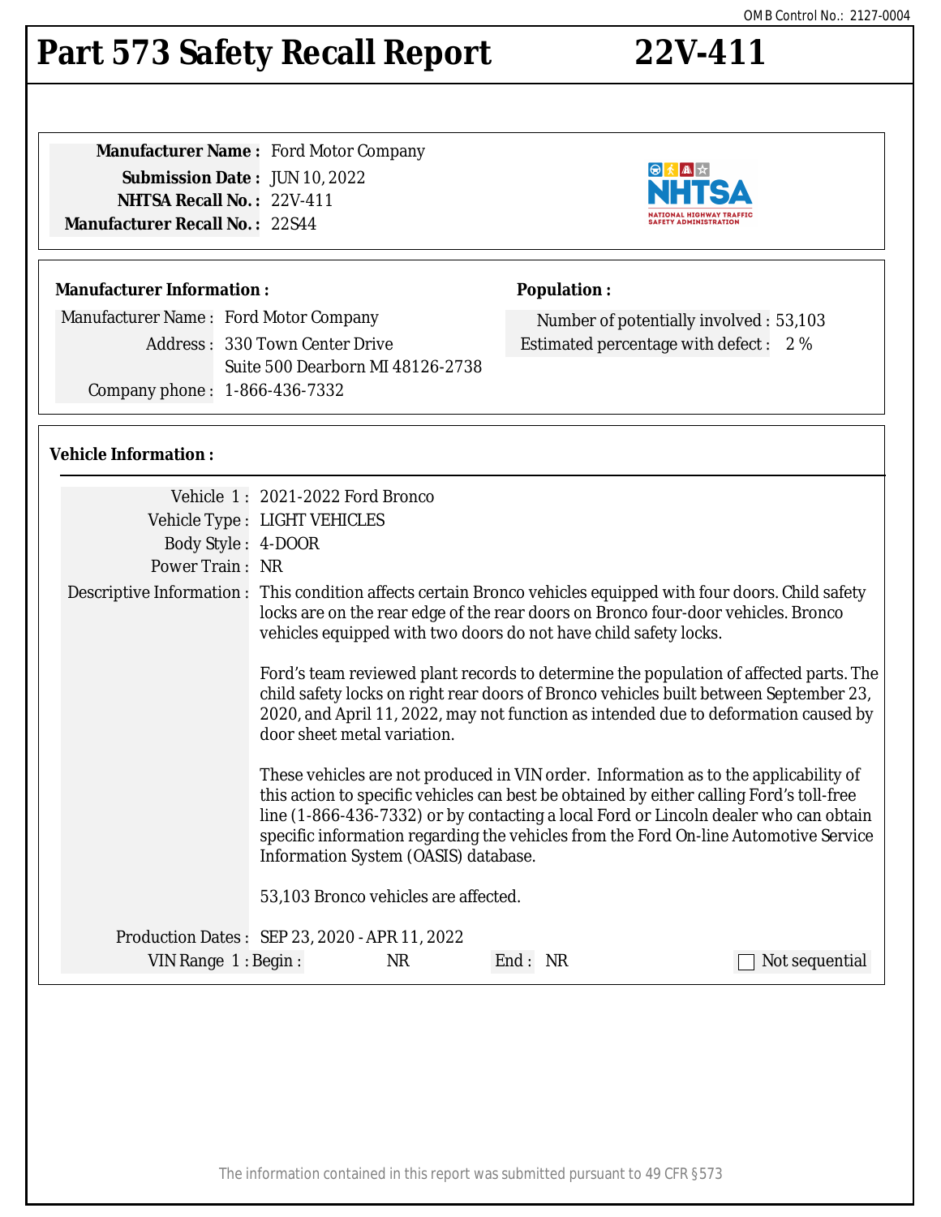OMB Control No.: 2127-0004

# Part 573 Safety Recall Report 22V-411

**Manufacturer Name :** Ford Motor Company
**Submission Date :** JUN 10, 2022
**NHTSA Recall No. :** 22V-411
**Manufacturer Recall No. :** 22S44

**Manufacturer Information :**

Manufacturer Name : Ford Motor Company
Address : 330 Town Center Drive
Suite 500 Dearborn MI 48126-2738
Company phone : 1-866-436-7332

**Population :**

Number of potentially involved : 53,103
Estimated percentage with defect : 2 %

**Vehicle Information :**

Vehicle 1 : 2021-2022 Ford Bronco
Vehicle Type : LIGHT VEHICLES
Body Style : 4-DOOR
Power Train : NR

Descriptive Information : This condition affects certain Bronco vehicles equipped with four doors. Child safety locks are on the rear edge of the rear doors on Bronco four-door vehicles. Bronco vehicles equipped with two doors do not have child safety locks.

Ford's team reviewed plant records to determine the population of affected parts. The child safety locks on right rear doors of Bronco vehicles built between September 23, 2020, and April 11, 2022, may not function as intended due to deformation caused by door sheet metal variation.

These vehicles are not produced in VIN order. Information as to the applicability of this action to specific vehicles can best be obtained by either calling Ford's toll-free line (1-866-436-7332) or by contacting a local Ford or Lincoln dealer who can obtain specific information regarding the vehicles from the Ford On-line Automotive Service Information System (OASIS) database.

53,103 Bronco vehicles are affected.

Production Dates : SEP 23, 2020 - APR 11, 2022
VIN Range 1 : Begin : NR End : NR ☐ Not sequential

The information contained in this report was submitted pursuant to 49 CFR §573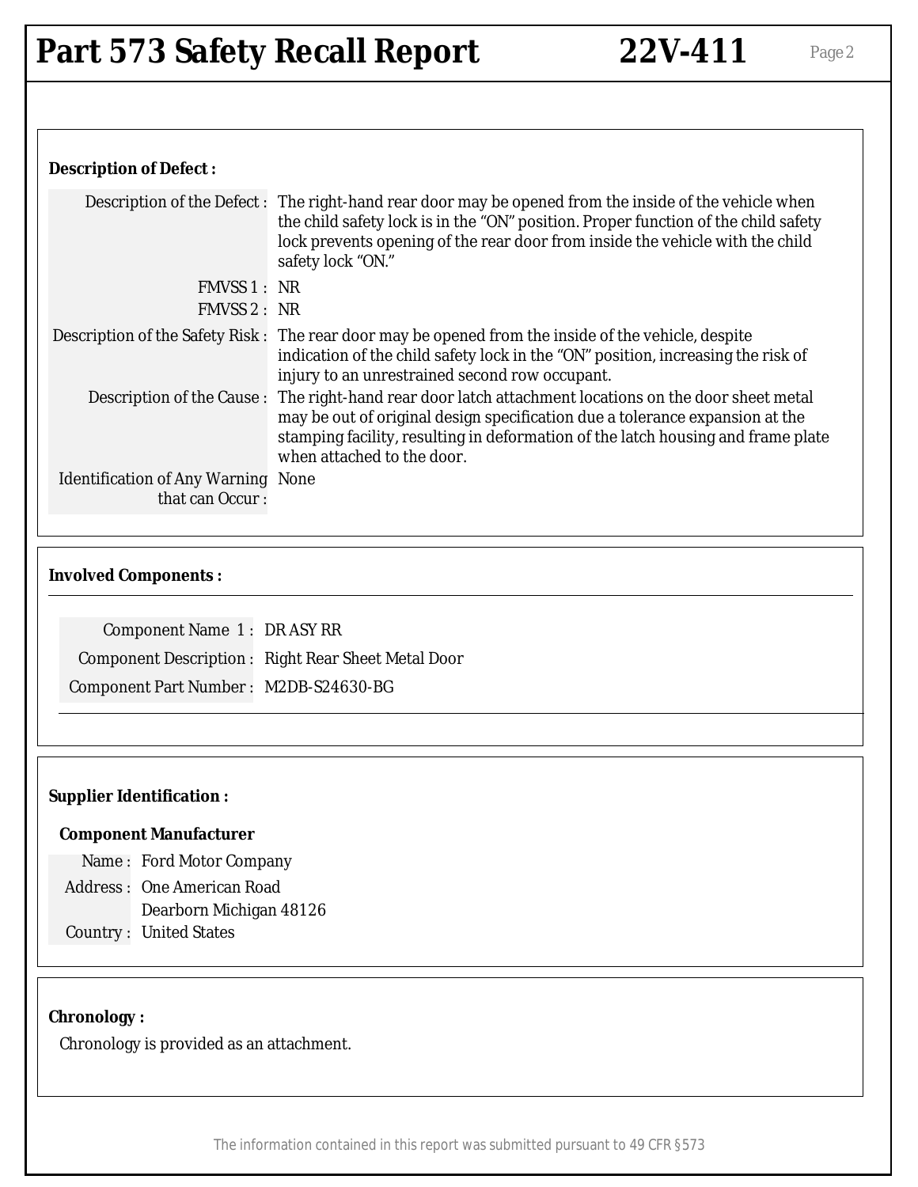# Part 573 Safety Recall Report — 22V-411

### Description of Defect :

| | |
|---|---|
| Description of the Defect : | The right-hand rear door may be opened from the inside of the vehicle when the child safety lock is in the “ON” position. Proper function of the child safety lock prevents opening of the rear door from inside the vehicle with the child safety lock “ON.” |
| FMVSS 1 : | NR |
| FMVSS 2 : | NR |
| Description of the Safety Risk : | The rear door may be opened from the inside of the vehicle, despite indication of the child safety lock in the “ON” position, increasing the risk of injury to an unrestrained second row occupant. |
| Description of the Cause : | The right-hand rear door latch attachment locations on the door sheet metal may be out of original design specification due a tolerance expansion at the stamping facility, resulting in deformation of the latch housing and frame plate when attached to the door. |
| Identification of Any Warning that can Occur : | None |

### Involved Components :

| | |
|---|---|
| Component Name 1 : | DR ASY RR |
| Component Description : | Right Rear Sheet Metal Door |
| Component Part Number : | M2DB-S24630-BG |

### Supplier Identification :

**Component Manufacturer**

| | |
|---|---|
| Name : | Ford Motor Company |
| Address : | One American Road<br>Dearborn Michigan 48126 |
| Country : | United States |

### Chronology :

Chronology is provided as an attachment.

The information contained in this report was submitted pursuant to 49 CFR §573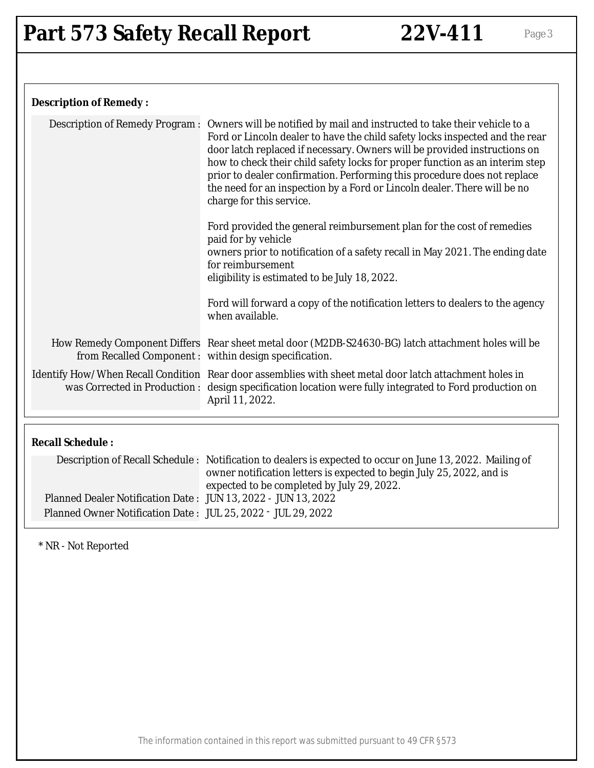## Description of Remedy :

| | |
|---|---|
| Description of Remedy Program : | Owners will be notified by mail and instructed to take their vehicle to a Ford or Lincoln dealer to have the child safety locks inspected and the rear door latch replaced if necessary. Owners will be provided instructions on how to check their child safety locks for proper function as an interim step prior to dealer confirmation. Performing this procedure does not replace the need for an inspection by a Ford or Lincoln dealer. There will be no charge for this service.<br><br>Ford provided the general reimbursement plan for the cost of remedies paid for by vehicle owners prior to notification of a safety recall in May 2021. The ending date for reimbursement eligibility is estimated to be July 18, 2022.<br><br>Ford will forward a copy of the notification letters to dealers to the agency when available. |
| How Remedy Component Differs from Recalled Component : | Rear sheet metal door (M2DB-S24630-BG) latch attachment holes will be within design specification. |
| Identify How/When Recall Condition was Corrected in Production : | Rear door assemblies with sheet metal door latch attachment holes in design specification location were fully integrated to Ford production on April 11, 2022. |

## Recall Schedule :

| | |
|---|---|
| Description of Recall Schedule : | Notification to dealers is expected to occur on June 13, 2022. Mailing of owner notification letters is expected to begin July 25, 2022, and is expected to be completed by July 29, 2022. |
| Planned Dealer Notification Date : | JUN 13, 2022 - JUN 13, 2022 |
| Planned Owner Notification Date : | JUL 25, 2022 - JUL 29, 2022 |

* NR - Not Reported

The information contained in this report was submitted pursuant to 49 CFR §573